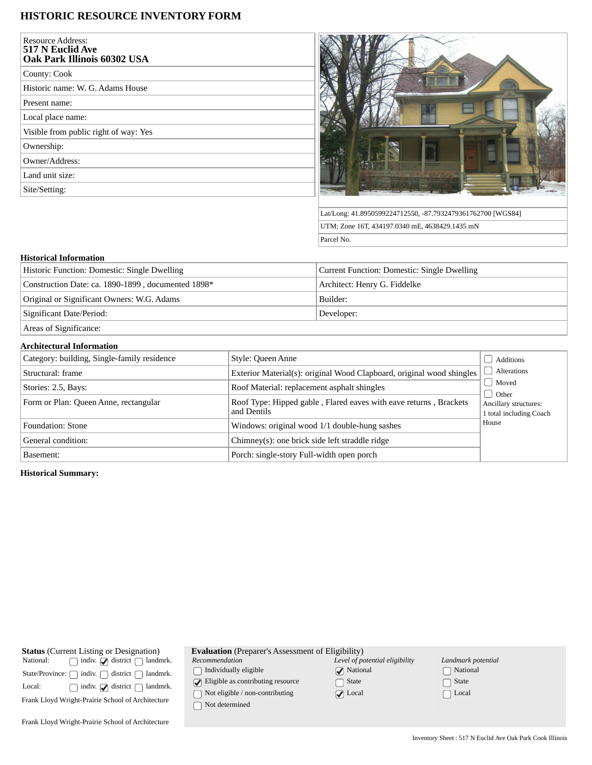# HISTORIC RESOURCE INVENTORY FORM

| Resource Address: **517 N Euclid Ave Oak Park Illinois 60302 USA** |
|---|
| County: Cook |
| Historic name: W. G. Adams House |
| Present name: |
| Local place name: |
| Visible from public right of way: Yes |
| Ownership: |
| Owner/Address: |
| Land unit size: |
| Site/Setting: |

Lat/Long: 41.8950599224712550, -87.7932479361762700 [WGS84]

UTM: Zone 16T, 434197.0340 mE, 4638429.1435 mN

Parcel No.

### Historical Information

| | |
|---|---|
| Historic Function: Domestic: Single Dwelling | Current Function: Domestic: Single Dwelling |
| Construction Date: ca. 1890-1899 , documented 1898* | Architect: Henry G. Fiddelke |
| Original or Significant Owners: W.G. Adams | Builder: |
| Significant Date/Period: | Developer: |
| Areas of Significance: | |

### Architectural Information

| | | |
|---|---|---|
| Category: building, Single-family residence | Style: Queen Anne | ☐ Additions |
| Structural: frame | Exterior Material(s): original Wood Clapboard, original wood shingles | ☐ Alterations |
| Stories: 2.5, Bays: | Roof Material: replacement asphalt shingles | ☐ Moved |
| Form or Plan: Queen Anne, rectangular | Roof Type: Hipped gable , Flared eaves with eave returns , Brackets and Dentils | ☐ Other |
| Foundation: Stone | Windows: original wood 1/1 double-hung sashes | Ancillary structures: 1 total including Coach House |
| General condition: | Chimney(s): one brick side left straddle ridge | |
| Basement: | Porch: single-story Full-width open porch | |

**Historical Summary:**

**Status** (Current Listing or Designation)

| | | | |
|---|---|---|---|
| National: | ☐ indiv. | ☑ district | ☐ landmrk. |
| State/Province: | ☐ indiv. | ☐ district | ☐ landmrk. |
| Local: | ☐ indiv. | ☑ district | ☐ landmrk. |

Frank Lloyd Wright-Prairie School of Architecture

Frank Lloyd Wright-Prairie School of Architecture

**Evaluation** (Preparer's Assessment of Eligibility)

| *Recommendation* | *Level of potential eligibility* | *Landmark potential* |
|---|---|---|
| ☐ Individually eligible | ☑ National | ☐ National |
| ☑ Eligible as contributing resource | ☐ State | ☐ State |
| ☐ Not eligible / non-contributing | ☑ Local | ☐ Local |
| ☐ Not determined | | |

Inventory Sheet : 517 N Euclid Ave Oak Park Cook Illinois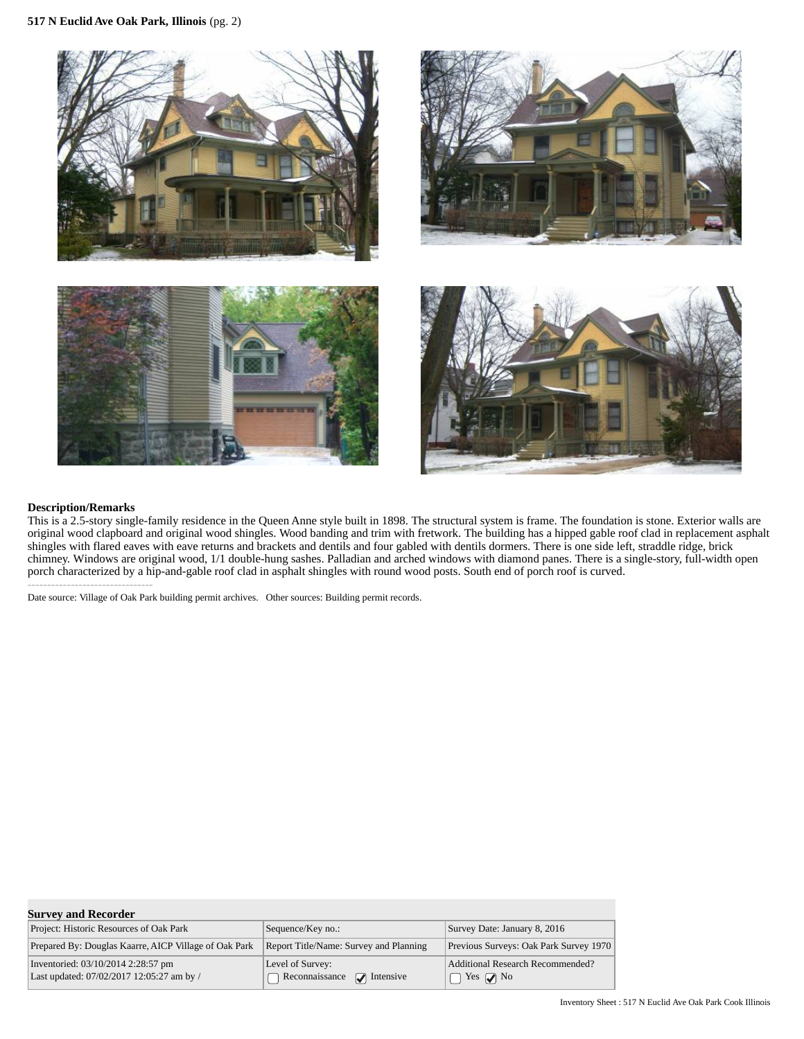**517 N Euclid Ave Oak Park, Illinois** (pg. 2)

**Description/Remarks**

This is a 2.5-story single-family residence in the Queen Anne style built in 1898. The structural system is frame. The foundation is stone. Exterior walls are original wood clapboard and original wood shingles. Wood banding and trim with fretwork. The building has a hipped gable roof clad in replacement asphalt shingles with flared eaves with eave returns and brackets and dentils and four gabled with dentils dormers. There is one side left, straddle ridge, brick chimney. Windows are original wood, 1/1 double-hung sashes. Palladian and arched windows with diamond panes. There is a single-story, full-width open porch characterized by a hip-and-gable roof clad in asphalt shingles with round wood posts. South end of porch roof is curved.

Date source: Village of Oak Park building permit archives. Other sources: Building permit records.

**Survey and Recorder**

| | | |
|---|---|---|
| Project: Historic Resources of Oak Park | Sequence/Key no.: | Survey Date: January 8, 2016 |
| Prepared By: Douglas Kaarre, AICP Village of Oak Park | Report Title/Name: Survey and Planning | Previous Surveys: Oak Park Survey 1970 |
| Inventoried: 03/10/2014 2:28:57 pm<br>Last updated: 07/02/2017 12:05:27 am by / | Level of Survey:<br>☐ Reconnaissance ☑ Intensive | Additional Research Recommended?<br>☐ Yes ☑ No |

Inventory Sheet : 517 N Euclid Ave Oak Park Cook Illinois